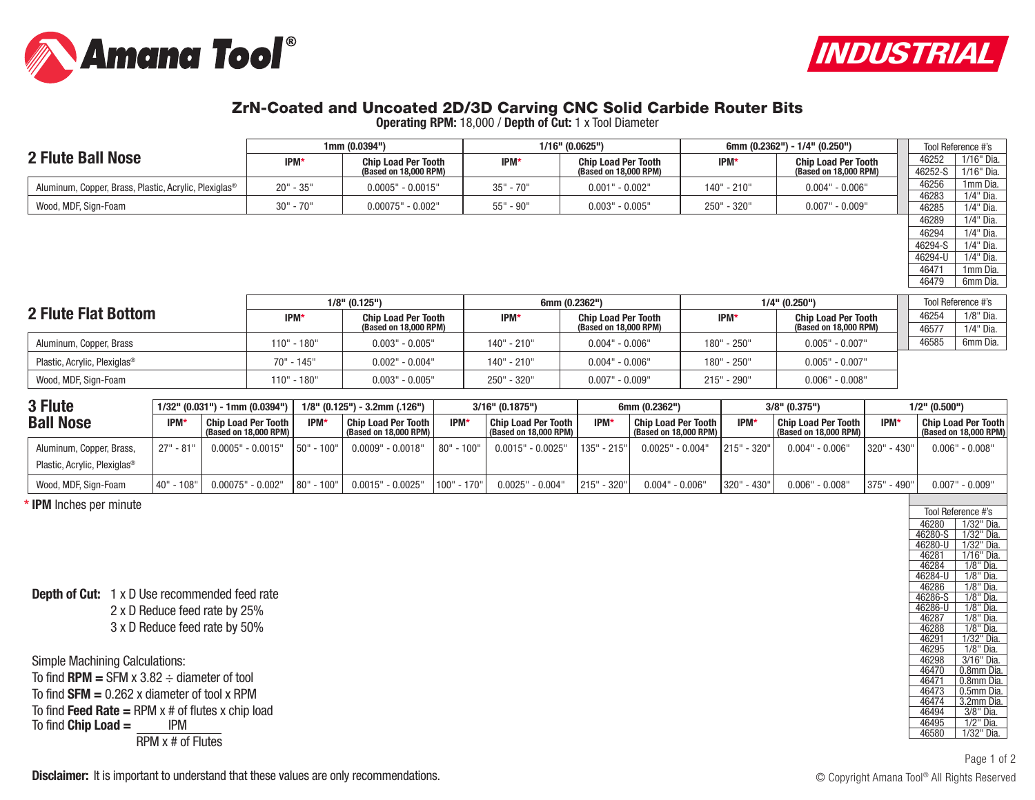Amana Tool®

INDUSTRIAL

# ZrN-Coated and Uncoated 2D/3D Carving CNC Solid Carbide Router Bits

**Operating RPM:** 18,000 / **Depth of Cut:** 1 x Tool Diameter

## 2 Flute Ball Nose

| | 1mm (0.0394") | | 1/16" (0.0625") | | 6mm (0.2362") - 1/4" (0.250") | |
|---|---|---|---|---|---|---|
| | IPM* | Chip Load Per Tooth (Based on 18,000 RPM) | IPM* | Chip Load Per Tooth (Based on 18,000 RPM) | IPM* | Chip Load Per Tooth (Based on 18,000 RPM) |
| Aluminum, Copper, Brass, Plastic, Acrylic, Plexiglas® | 20" - 35" | 0.0005" - 0.0015" | 35" - 70" | 0.001" - 0.002" | 140" - 210" | 0.004" - 0.006" |
| Wood, MDF, Sign-Foam | 30" - 70" | 0.00075" - 0.002" | 55" - 90" | 0.003" - 0.005" | 250" - 320" | 0.007" - 0.009" |

| Tool Reference #'s | |
|---|---|
| 46252 | 1/16" Dia. |
| 46252-S | 1/16" Dia. |
| 46256 | 1mm Dia. |
| 46283 | 1/4" Dia. |
| 46285 | 1/4" Dia. |
| 46289 | 1/4" Dia. |
| 46294 | 1/4" Dia. |
| 46294-S | 1/4" Dia. |
| 46294-U | 1/4" Dia. |
| 46471 | 1mm Dia. |
| 46479 | 6mm Dia. |

## 2 Flute Flat Bottom

| | 1/8" (0.125") | | 6mm (0.2362") | | 1/4" (0.250") | |
|---|---|---|---|---|---|---|
| | IPM* | Chip Load Per Tooth (Based on 18,000 RPM) | IPM* | Chip Load Per Tooth (Based on 18,000 RPM) | IPM* | Chip Load Per Tooth (Based on 18,000 RPM) |
| Aluminum, Copper, Brass | 110" - 180" | 0.003" - 0.005" | 140" - 210" | 0.004" - 0.006" | 180" - 250" | 0.005" - 0.007" |
| Plastic, Acrylic, Plexiglas® | 70" - 145" | 0.002" - 0.004" | 140" - 210" | 0.004" - 0.006" | 180" - 250" | 0.005" - 0.007" |
| Wood, MDF, Sign-Foam | 110" - 180" | 0.003" - 0.005" | 250" - 320" | 0.007" - 0.009" | 215" - 290" | 0.006" - 0.008" |

| Tool Reference #'s | |
|---|---|
| 46254 | 1/8" Dia. |
| 46577 | 1/4" Dia. |
| 46585 | 6mm Dia. |

## 3 Flute Ball Nose

| | 1/32" (0.031") - 1mm (0.0394") | | 1/8" (0.125") - 3.2mm (.126") | | 3/16" (0.1875") | | 6mm (0.2362") | | 3/8" (0.375") | | 1/2" (0.500") | |
|---|---|---|---|---|---|---|---|---|---|---|---|---|
| | IPM* | Chip Load Per Tooth (Based on 18,000 RPM) | IPM* | Chip Load Per Tooth (Based on 18,000 RPM) | IPM* | Chip Load Per Tooth (Based on 18,000 RPM) | IPM* | Chip Load Per Tooth (Based on 18,000 RPM) | IPM* | Chip Load Per Tooth (Based on 18,000 RPM) | IPM* | Chip Load Per Tooth (Based on 18,000 RPM) |
| Aluminum, Copper, Brass, Plastic, Acrylic, Plexiglas® | 27" - 81" | 0.0005" - 0.0015" | 50" - 100" | 0.0009" - 0.0018" | 80" - 100" | 0.0015" - 0.0025" | 135" - 215" | 0.0025" - 0.004" | 215" - 320" | 0.004" - 0.006" | 320" - 430" | 0.006" - 0.008" |
| Wood, MDF, Sign-Foam | 40" - 108" | 0.00075" - 0.002" | 80" - 100" | 0.0015" - 0.0025" | 100" - 170" | 0.0025" - 0.004" | 215" - 320" | 0.004" - 0.006" | 320" - 430" | 0.006" - 0.008" | 375" - 490" | 0.007" - 0.009" |

\* **IPM** Inches per minute

| Tool Reference #'s | |
|---|---|
| 46280 | 1/32" Dia. |
| 46280-S | 1/32" Dia. |
| 46280-U | 1/32" Dia. |
| 46281 | 1/16" Dia. |
| 46284 | 1/8" Dia. |
| 46284-U | 1/8" Dia. |
| 46286 | 1/8" Dia. |
| 46286-S | 1/8" Dia. |
| 46286-U | 1/8" Dia. |
| 46287 | 1/8" Dia. |
| 46288 | 1/8" Dia. |
| 46291 | 1/32" Dia. |
| 46295 | 1/8" Dia. |
| 46298 | 3/16" Dia. |
| 46470 | 0.8mm Dia. |
| 46471 | 0.8mm Dia. |
| 46473 | 0.5mm Dia. |
| 46474 | 3.2mm Dia. |
| 46494 | 3/8" Dia. |
| 46495 | 1/2" Dia. |
| 46580 | 1/32" Dia. |

**Depth of Cut:** 1 x D Use recommended feed rate
2 x D Reduce feed rate by 25%
3 x D Reduce feed rate by 50%

Simple Machining Calculations:

To find **RPM =** SFM x 3.82 ÷ diameter of tool

To find **SFM =** 0.262 x diameter of tool x RPM

To find **Feed Rate =** RPM x # of flutes x chip load

To find **Chip Load =** $\frac{\text{IPM}}{\text{RPM x \# of Flutes}}$

**Disclaimer:** It is important to understand that these values are only recommendations.

© Copyright Amana Tool® All Rights Reserved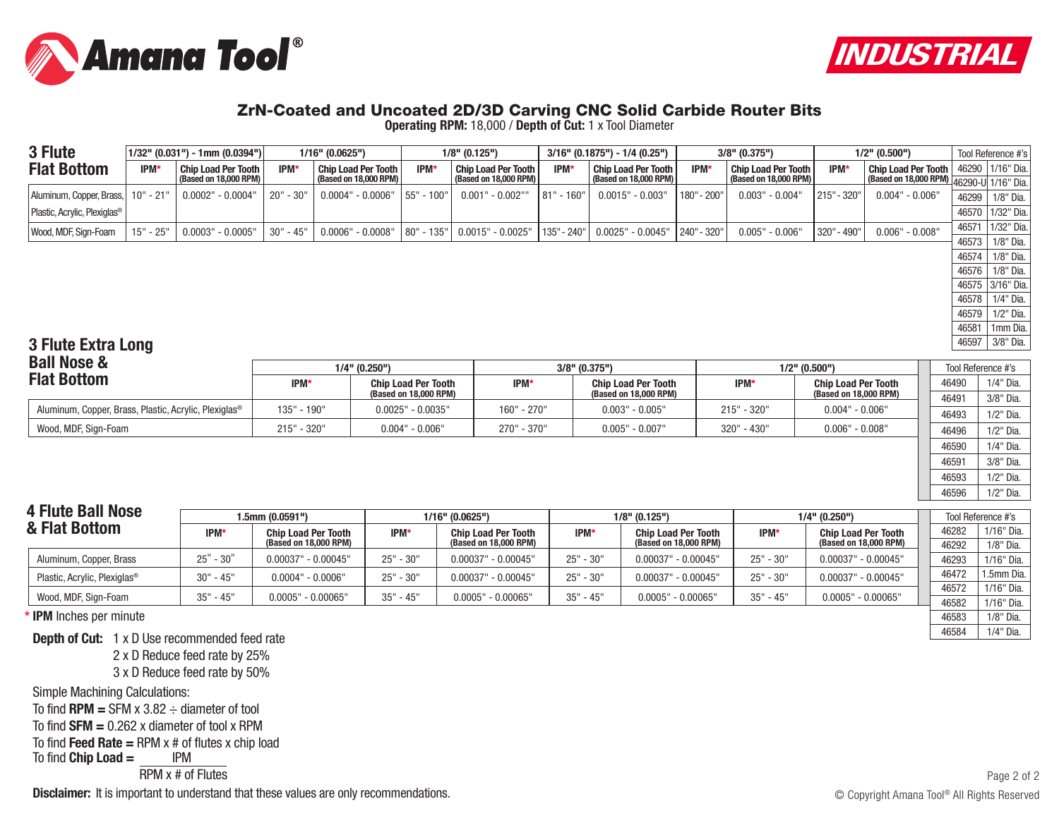Amana Tool®

INDUSTRIAL

# ZrN-Coated and Uncoated 2D/3D Carving CNC Solid Carbide Router Bits

**Operating RPM:** 18,000 / **Depth of Cut:** 1 x Tool Diameter

## 3 Flute Flat Bottom

| 3 Flute Flat Bottom | 1/32" (0.031") - 1mm (0.0394") | | 1/16" (0.0625") | | 1/8" (0.125") | | 3/16" (0.1875") - 1/4 (0.25") | | 3/8" (0.375") | | 1/2" (0.500") | |
|---|---|---|---|---|---|---|---|---|---|---|---|---|
| | IPM* | Chip Load Per Tooth (Based on 18,000 RPM) | IPM* | Chip Load Per Tooth (Based on 18,000 RPM) | IPM* | Chip Load Per Tooth (Based on 18,000 RPM) | IPM* | Chip Load Per Tooth (Based on 18,000 RPM) | IPM* | Chip Load Per Tooth (Based on 18,000 RPM) | IPM* | Chip Load Per Tooth (Based on 18,000 RPM) |
| Aluminum, Copper, Brass, Plastic, Acrylic, Plexiglas® | 10" - 21" | 0.0002" - 0.0004" | 20" - 30" | 0.0004" - 0.0006" | 55" - 100" | 0.001" - 0.002"" | 81" - 160" | 0.0015" - 0.003" | 180" - 200" | 0.003" - 0.004" | 215" - 320" | 0.004" - 0.006" |
| Wood, MDF, Sign-Foam | 15" - 25" | 0.0003" - 0.0005" | 30" - 45" | 0.0006" - 0.0008" | 80" - 135" | 0.0015" - 0.0025" | 135" - 240" | 0.0025" - 0.0045" | 240" - 320" | 0.005" - 0.006" | 320" - 490" | 0.006" - 0.008" |

| Tool Reference #'s | |
|---|---|
| 46290 | 1/16" Dia. |
| 46290-U | 1/16" Dia. |
| 46299 | 1/8" Dia. |
| 46570 | 1/32" Dia. |
| 46571 | 1/32" Dia. |
| 46573 | 1/8" Dia. |
| 46574 | 1/8" Dia. |
| 46576 | 1/8" Dia. |
| 46575 | 3/16" Dia. |
| 46578 | 1/4" Dia. |
| 46579 | 1/2" Dia. |
| 46581 | 1mm Dia. |
| 46597 | 3/8" Dia. |

## 3 Flute Extra Long Ball Nose & Flat Bottom

| 3 Flute Extra Long Ball Nose & Flat Bottom | 1/4" (0.250") | | 3/8" (0.375") | | 1/2" (0.500") | |
|---|---|---|---|---|---|---|
| | IPM* | Chip Load Per Tooth (Based on 18,000 RPM) | IPM* | Chip Load Per Tooth (Based on 18,000 RPM) | IPM* | Chip Load Per Tooth (Based on 18,000 RPM) |
| Aluminum, Copper, Brass, Plastic, Acrylic, Plexiglas® | 135" - 190" | 0.0025" - 0.0035" | 160" - 270" | 0.003" - 0.005" | 215" - 320" | 0.004" - 0.006" |
| Wood, MDF, Sign-Foam | 215" - 320" | 0.004" - 0.006" | 270" - 370" | 0.005" - 0.007" | 320" - 430" | 0.006" - 0.008" |

| Tool Reference #'s | |
|---|---|
| 46490 | 1/4" Dia. |
| 46491 | 3/8" Dia. |
| 46493 | 1/2" Dia. |
| 46496 | 1/2" Dia. |
| 46590 | 1/4" Dia. |
| 46591 | 3/8" Dia. |
| 46593 | 1/2" Dia. |
| 46596 | 1/2" Dia. |

## 4 Flute Ball Nose & Flat Bottom

| 4 Flute Ball Nose & Flat Bottom | 1.5mm (0.0591") | | 1/16" (0.0625") | | 1/8" (0.125") | | 1/4" (0.250") | |
|---|---|---|---|---|---|---|---|---|
| | IPM* | Chip Load Per Tooth (Based on 18,000 RPM) | IPM* | Chip Load Per Tooth (Based on 18,000 RPM) | IPM* | Chip Load Per Tooth (Based on 18,000 RPM) | IPM* | Chip Load Per Tooth (Based on 18,000 RPM) |
| Aluminum, Copper, Brass | 25" - 30" | 0.00037" - 0.00045" | 25" - 30" | 0.00037" - 0.00045" | 25" - 30" | 0.00037" - 0.00045" | 25" - 30" | 0.00037" - 0.00045" |
| Plastic, Acrylic, Plexiglas® | 30" - 45" | 0.0004" - 0.0006" | 25" - 30" | 0.00037" - 0.00045" | 25" - 30" | 0.00037" - 0.00045" | 25" - 30" | 0.00037" - 0.00045" |
| Wood, MDF, Sign-Foam | 35" - 45" | 0.0005" - 0.00065" | 35" - 45" | 0.0005" - 0.00065" | 35" - 45" | 0.0005" - 0.00065" | 35" - 45" | 0.0005" - 0.00065" |

| Tool Reference #'s | |
|---|---|
| 46282 | 1/16" Dia. |
| 46292 | 1/8" Dia. |
| 46293 | 1/16" Dia. |
| 46472 | 1.5mm Dia. |
| 46572 | 1/16" Dia. |
| 46582 | 1/16" Dia. |
| 46583 | 1/8" Dia. |
| 46584 | 1/4" Dia. |

* **IPM** Inches per minute

**Depth of Cut:** 1 x D Use recommended feed rate
2 x D Reduce feed rate by 25%
3 x D Reduce feed rate by 50%

Simple Machining Calculations:

To find **RPM =** SFM x 3.82 ÷ diameter of tool

To find **SFM =** 0.262 x diameter of tool x RPM

To find **Feed Rate =** RPM x # of flutes x chip load

To find **Chip Load =** $\frac{\text{IPM}}{\text{RPM x \# of Flutes}}$

**Disclaimer:** It is important to understand that these values are only recommendations.

© Copyright Amana Tool® All Rights Reserved